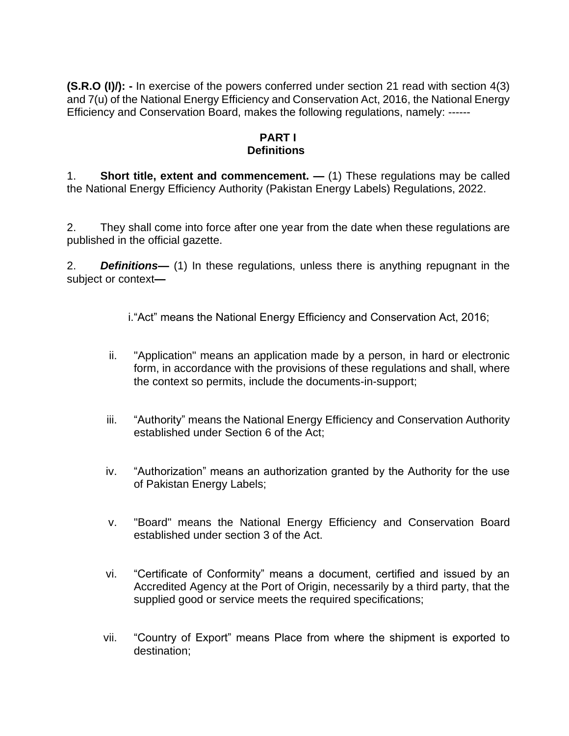**(S.R.O (I)/): -** In exercise of the powers conferred under section 21 read with section 4(3) and 7(u) of the National Energy Efficiency and Conservation Act, 2016, the National Energy Efficiency and Conservation Board, makes the following regulations, namely: ------

## PART I
## Definitions

1. **Short title, extent and commencement. —** (1) These regulations may be called the National Energy Efficiency Authority (Pakistan Energy Labels) Regulations, 2022.

2. They shall come into force after one year from the date when these regulations are published in the official gazette.

2. ***Definitions***— (1) In these regulations, unless there is anything repugnant in the subject or context—

   i. "Act" means the National Energy Efficiency and Conservation Act, 2016;

   ii. "Application" means an application made by a person, in hard or electronic form, in accordance with the provisions of these regulations and shall, where the context so permits, include the documents-in-support;

   iii. "Authority" means the National Energy Efficiency and Conservation Authority established under Section 6 of the Act;

   iv. "Authorization" means an authorization granted by the Authority for the use of Pakistan Energy Labels;

   v. "Board" means the National Energy Efficiency and Conservation Board established under section 3 of the Act.

   vi. "Certificate of Conformity" means a document, certified and issued by an Accredited Agency at the Port of Origin, necessarily by a third party, that the supplied good or service meets the required specifications;

   vii. "Country of Export" means Place from where the shipment is exported to destination;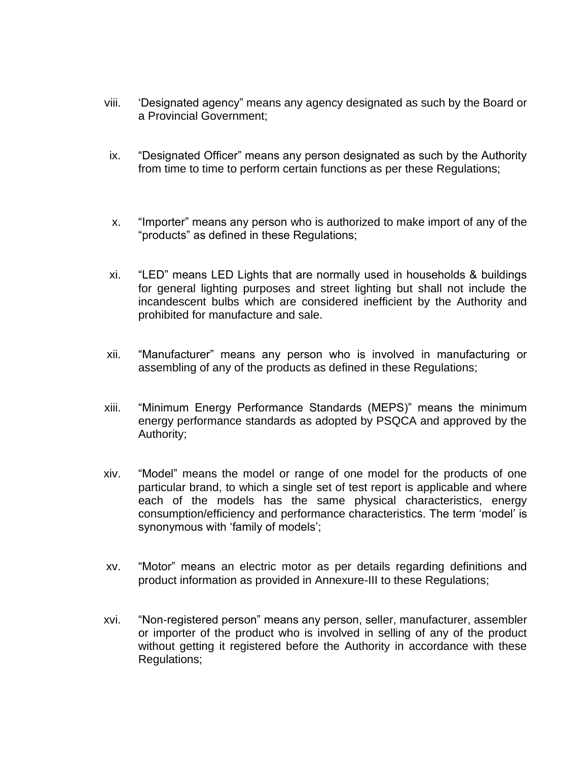viii. 'Designated agency" means any agency designated as such by the Board or a Provincial Government;

ix. "Designated Officer" means any person designated as such by the Authority from time to time to perform certain functions as per these Regulations;

x. "Importer" means any person who is authorized to make import of any of the "products" as defined in these Regulations;

xi. "LED" means LED Lights that are normally used in households & buildings for general lighting purposes and street lighting but shall not include the incandescent bulbs which are considered inefficient by the Authority and prohibited for manufacture and sale.

xii. "Manufacturer" means any person who is involved in manufacturing or assembling of any of the products as defined in these Regulations;

xiii. "Minimum Energy Performance Standards (MEPS)" means the minimum energy performance standards as adopted by PSQCA and approved by the Authority;

xiv. "Model" means the model or range of one model for the products of one particular brand, to which a single set of test report is applicable and where each of the models has the same physical characteristics, energy consumption/efficiency and performance characteristics. The term 'model' is synonymous with 'family of models';

xv. "Motor" means an electric motor as per details regarding definitions and product information as provided in Annexure-III to these Regulations;

xvi. "Non-registered person" means any person, seller, manufacturer, assembler or importer of the product who is involved in selling of any of the product without getting it registered before the Authority in accordance with these Regulations;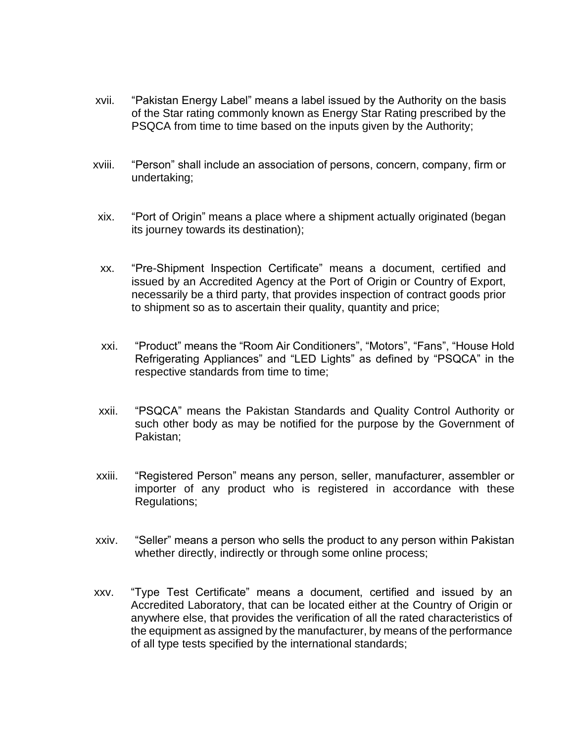xvii. “Pakistan Energy Label” means a label issued by the Authority on the basis of the Star rating commonly known as Energy Star Rating prescribed by the PSQCA from time to time based on the inputs given by the Authority;

xviii. “Person” shall include an association of persons, concern, company, firm or undertaking;

xix. “Port of Origin” means a place where a shipment actually originated (began its journey towards its destination);

xx. “Pre-Shipment Inspection Certificate” means a document, certified and issued by an Accredited Agency at the Port of Origin or Country of Export, necessarily be a third party, that provides inspection of contract goods prior to shipment so as to ascertain their quality, quantity and price;

xxi. “Product” means the “Room Air Conditioners”, “Motors”, “Fans”, “House Hold Refrigerating Appliances” and “LED Lights” as defined by “PSQCA” in the respective standards from time to time;

xxii. “PSQCA” means the Pakistan Standards and Quality Control Authority or such other body as may be notified for the purpose by the Government of Pakistan;

xxiii. “Registered Person” means any person, seller, manufacturer, assembler or importer of any product who is registered in accordance with these Regulations;

xxiv. “Seller” means a person who sells the product to any person within Pakistan whether directly, indirectly or through some online process;

xxv. “Type Test Certificate” means a document, certified and issued by an Accredited Laboratory, that can be located either at the Country of Origin or anywhere else, that provides the verification of all the rated characteristics of the equipment as assigned by the manufacturer, by means of the performance of all type tests specified by the international standards;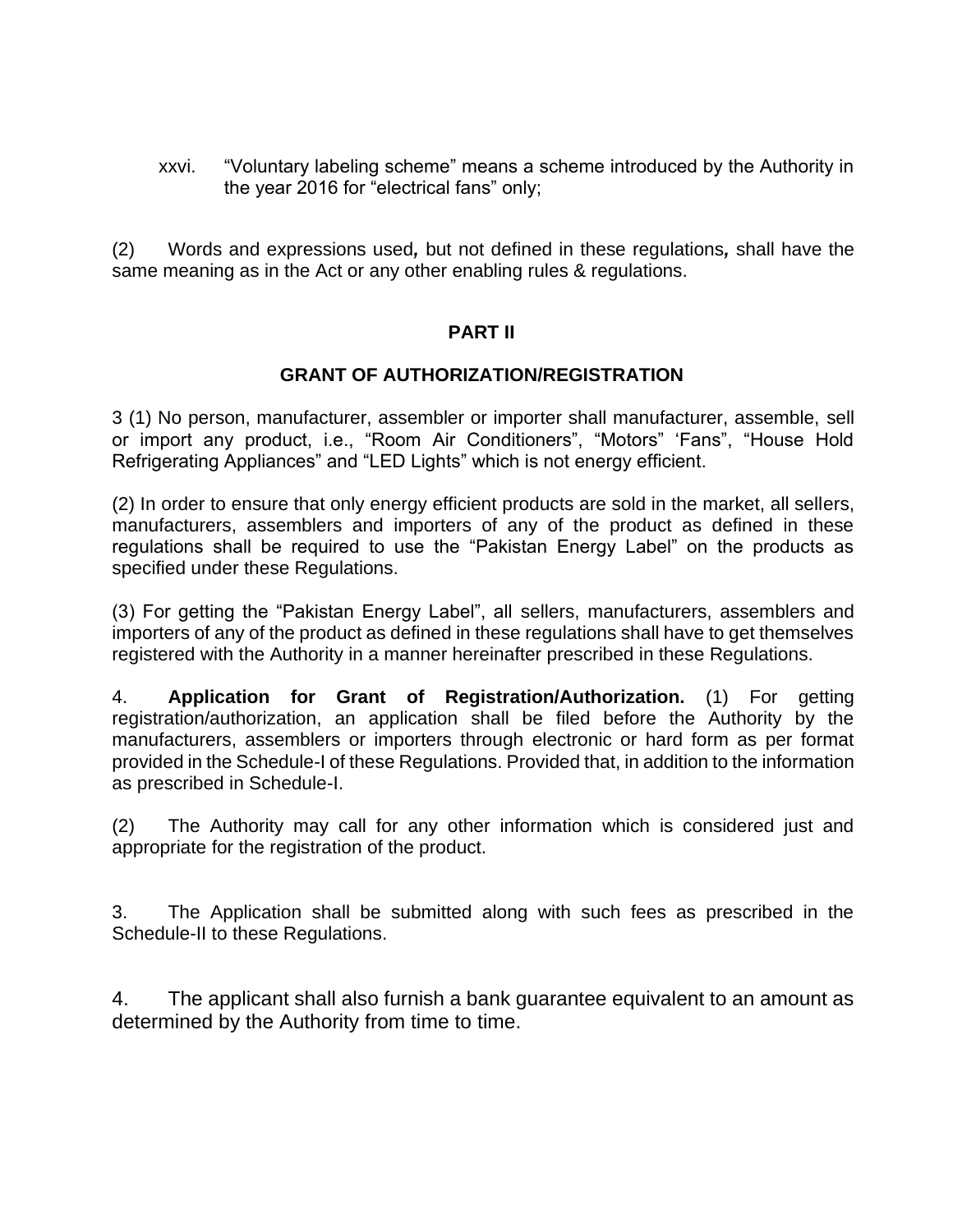xxvi. “Voluntary labeling scheme” means a scheme introduced by the Authority in the year 2016 for “electrical fans” only;

(2) Words and expressions used**,** but not defined in these regulations**,** shall have the same meaning as in the Act or any other enabling rules & regulations.

## PART II

## GRANT OF AUTHORIZATION/REGISTRATION

3 (1) No person, manufacturer, assembler or importer shall manufacturer, assemble, sell or import any product, i.e., “Room Air Conditioners”, “Motors” ‘Fans”, “House Hold Refrigerating Appliances” and “LED Lights” which is not energy efficient.

(2) In order to ensure that only energy efficient products are sold in the market, all sellers, manufacturers, assemblers and importers of any of the product as defined in these regulations shall be required to use the “Pakistan Energy Label” on the products as specified under these Regulations.

(3) For getting the “Pakistan Energy Label”, all sellers, manufacturers, assemblers and importers of any of the product as defined in these regulations shall have to get themselves registered with the Authority in a manner hereinafter prescribed in these Regulations.

4. **Application for Grant of Registration/Authorization.** (1) For getting registration/authorization, an application shall be filed before the Authority by the manufacturers, assemblers or importers through electronic or hard form as per format provided in the Schedule-I of these Regulations. Provided that, in addition to the information as prescribed in Schedule-I.

(2) The Authority may call for any other information which is considered just and appropriate for the registration of the product.

3. The Application shall be submitted along with such fees as prescribed in the Schedule-II to these Regulations.

4. The applicant shall also furnish a bank guarantee equivalent to an amount as determined by the Authority from time to time.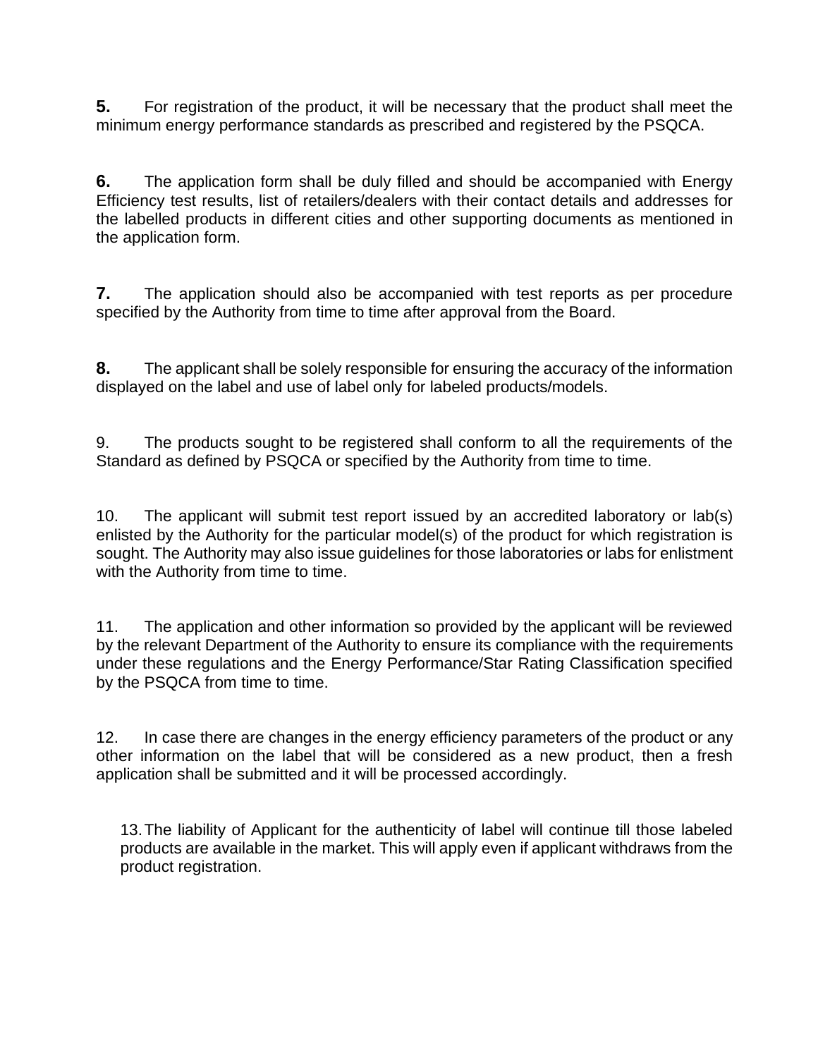**5.** For registration of the product, it will be necessary that the product shall meet the minimum energy performance standards as prescribed and registered by the PSQCA.

**6.** The application form shall be duly filled and should be accompanied with Energy Efficiency test results, list of retailers/dealers with their contact details and addresses for the labelled products in different cities and other supporting documents as mentioned in the application form.

**7.** The application should also be accompanied with test reports as per procedure specified by the Authority from time to time after approval from the Board.

**8.** The applicant shall be solely responsible for ensuring the accuracy of the information displayed on the label and use of label only for labeled products/models.

9. The products sought to be registered shall conform to all the requirements of the Standard as defined by PSQCA or specified by the Authority from time to time.

10. The applicant will submit test report issued by an accredited laboratory or lab(s) enlisted by the Authority for the particular model(s) of the product for which registration is sought. The Authority may also issue guidelines for those laboratories or labs for enlistment with the Authority from time to time.

11. The application and other information so provided by the applicant will be reviewed by the relevant Department of the Authority to ensure its compliance with the requirements under these regulations and the Energy Performance/Star Rating Classification specified by the PSQCA from time to time.

12. In case there are changes in the energy efficiency parameters of the product or any other information on the label that will be considered as a new product, then a fresh application shall be submitted and it will be processed accordingly.

13. The liability of Applicant for the authenticity of label will continue till those labeled products are available in the market. This will apply even if applicant withdraws from the product registration.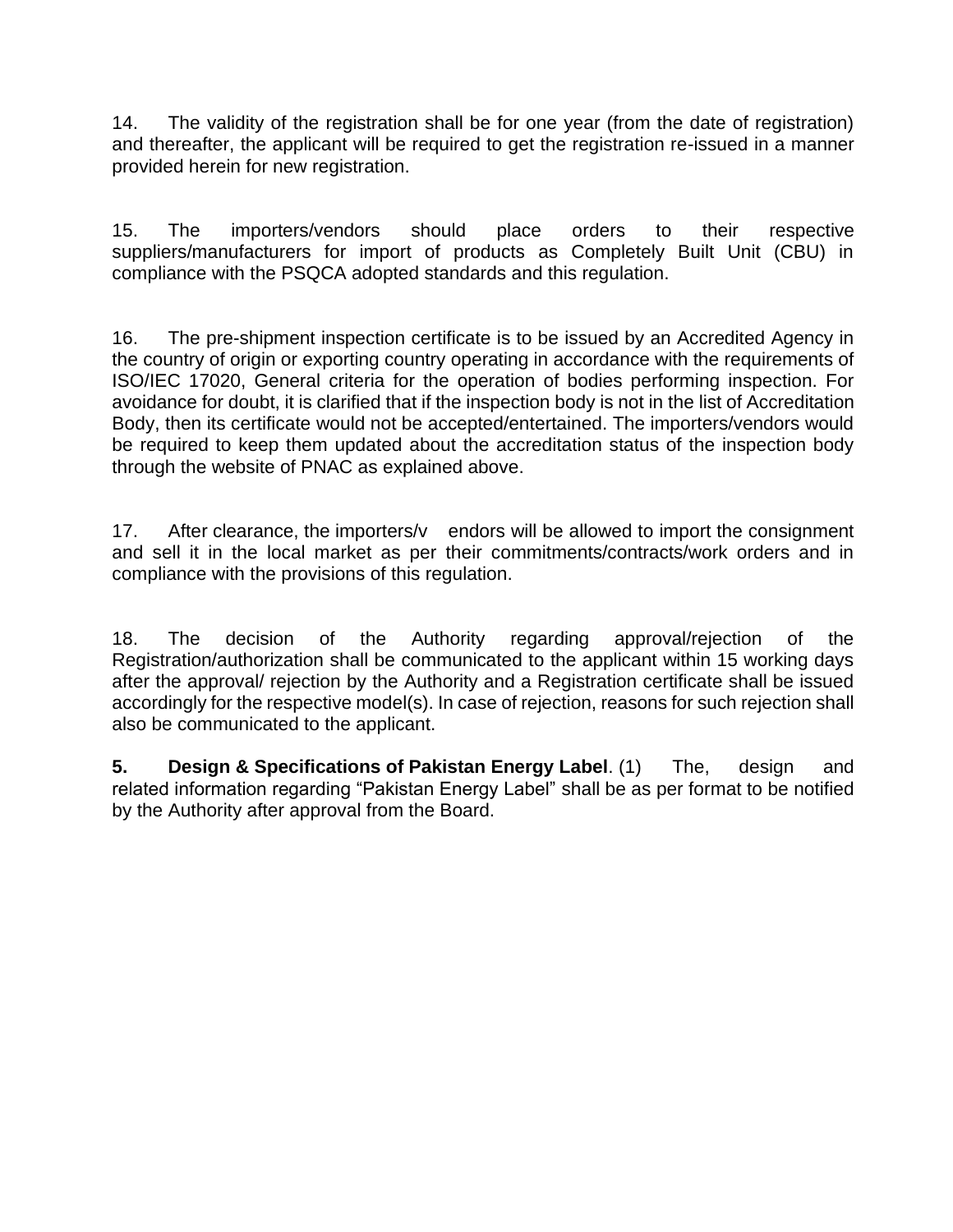14. The validity of the registration shall be for one year (from the date of registration) and thereafter, the applicant will be required to get the registration re-issued in a manner provided herein for new registration.

15. The importers/vendors should place orders to their respective suppliers/manufacturers for import of products as Completely Built Unit (CBU) in compliance with the PSQCA adopted standards and this regulation.

16. The pre-shipment inspection certificate is to be issued by an Accredited Agency in the country of origin or exporting country operating in accordance with the requirements of ISO/IEC 17020, General criteria for the operation of bodies performing inspection. For avoidance for doubt, it is clarified that if the inspection body is not in the list of Accreditation Body, then its certificate would not be accepted/entertained. The importers/vendors would be required to keep them updated about the accreditation status of the inspection body through the website of PNAC as explained above.

17. After clearance, the importers/v endors will be allowed to import the consignment and sell it in the local market as per their commitments/contracts/work orders and in compliance with the provisions of this regulation.

18. The decision of the Authority regarding approval/rejection of the Registration/authorization shall be communicated to the applicant within 15 working days after the approval/ rejection by the Authority and a Registration certificate shall be issued accordingly for the respective model(s). In case of rejection, reasons for such rejection shall also be communicated to the applicant.

**5. Design & Specifications of Pakistan Energy Label**. (1) The, design and related information regarding "Pakistan Energy Label" shall be as per format to be notified by the Authority after approval from the Board.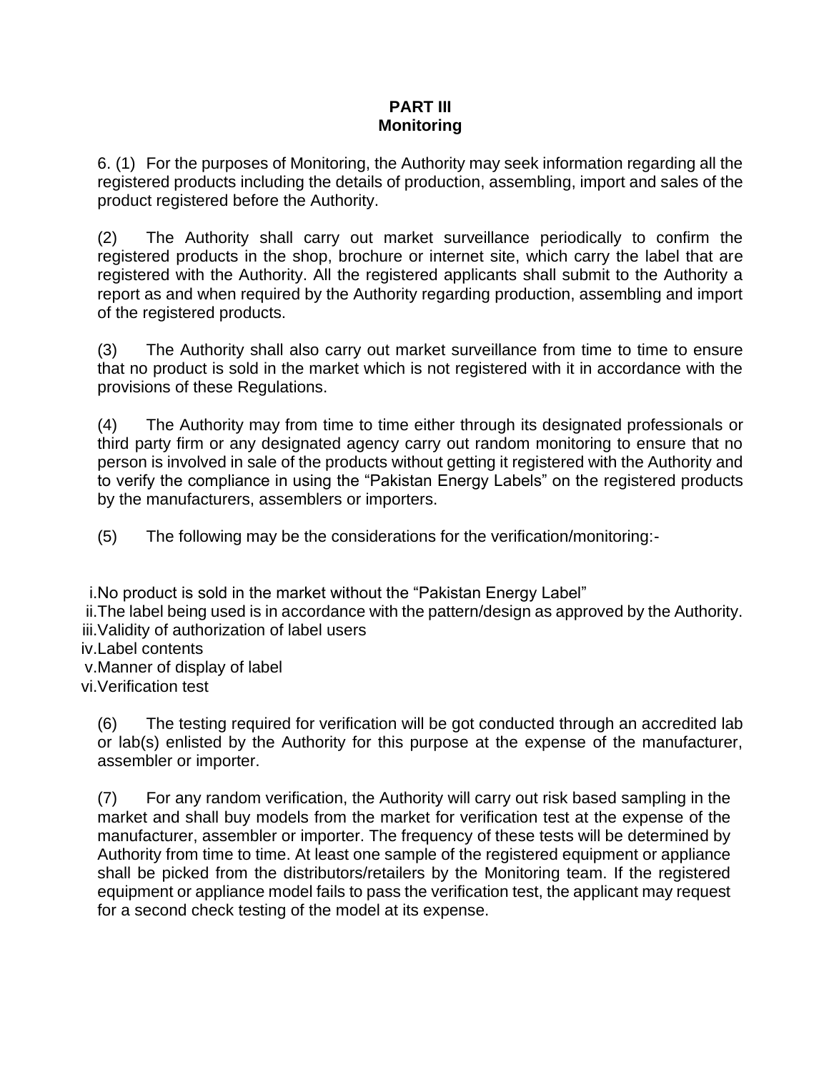**PART III**
**Monitoring**

6. (1) For the purposes of Monitoring, the Authority may seek information regarding all the registered products including the details of production, assembling, import and sales of the product registered before the Authority.

(2) The Authority shall carry out market surveillance periodically to confirm the registered products in the shop, brochure or internet site, which carry the label that are registered with the Authority. All the registered applicants shall submit to the Authority a report as and when required by the Authority regarding production, assembling and import of the registered products.

(3) The Authority shall also carry out market surveillance from time to time to ensure that no product is sold in the market which is not registered with it in accordance with the provisions of these Regulations.

(4) The Authority may from time to time either through its designated professionals or third party firm or any designated agency carry out random monitoring to ensure that no person is involved in sale of the products without getting it registered with the Authority and to verify the compliance in using the "Pakistan Energy Labels" on the registered products by the manufacturers, assemblers or importers.

(5) The following may be the considerations for the verification/monitoring:-

i. No product is sold in the market without the "Pakistan Energy Label"
ii. The label being used is in accordance with the pattern/design as approved by the Authority.
iii. Validity of authorization of label users
iv. Label contents
v. Manner of display of label
vi. Verification test

(6) The testing required for verification will be got conducted through an accredited lab or lab(s) enlisted by the Authority for this purpose at the expense of the manufacturer, assembler or importer.

(7) For any random verification, the Authority will carry out risk based sampling in the market and shall buy models from the market for verification test at the expense of the manufacturer, assembler or importer. The frequency of these tests will be determined by Authority from time to time. At least one sample of the registered equipment or appliance shall be picked from the distributors/retailers by the Monitoring team. If the registered equipment or appliance model fails to pass the verification test, the applicant may request for a second check testing of the model at its expense.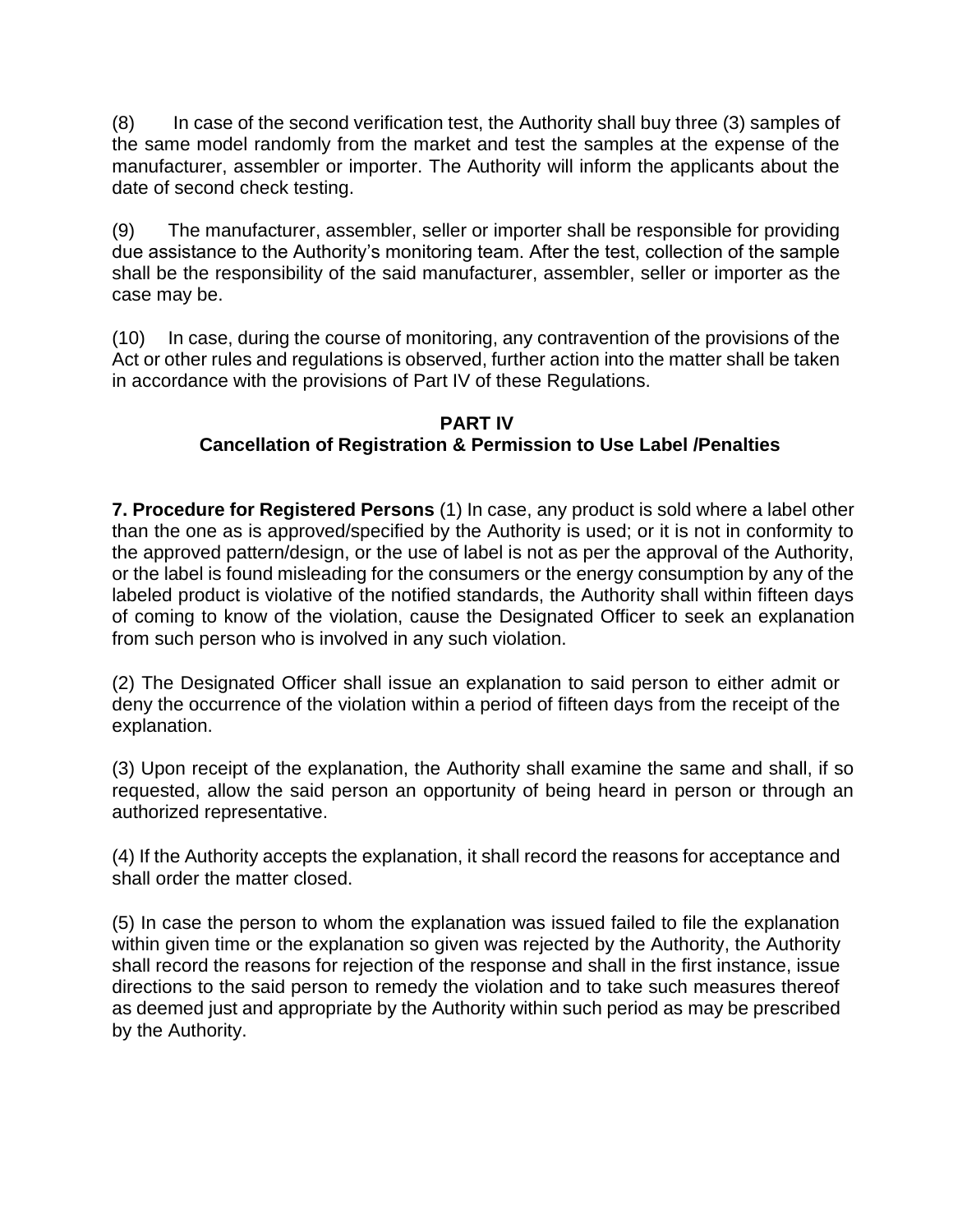(8) In case of the second verification test, the Authority shall buy three (3) samples of the same model randomly from the market and test the samples at the expense of the manufacturer, assembler or importer. The Authority will inform the applicants about the date of second check testing.

(9) The manufacturer, assembler, seller or importer shall be responsible for providing due assistance to the Authority's monitoring team. After the test, collection of the sample shall be the responsibility of the said manufacturer, assembler, seller or importer as the case may be.

(10) In case, during the course of monitoring, any contravention of the provisions of the Act or other rules and regulations is observed, further action into the matter shall be taken in accordance with the provisions of Part IV of these Regulations.

## PART IV
## Cancellation of Registration & Permission to Use Label /Penalties

**7. Procedure for Registered Persons** (1) In case, any product is sold where a label other than the one as is approved/specified by the Authority is used; or it is not in conformity to the approved pattern/design, or the use of label is not as per the approval of the Authority, or the label is found misleading for the consumers or the energy consumption by any of the labeled product is violative of the notified standards, the Authority shall within fifteen days of coming to know of the violation, cause the Designated Officer to seek an explanation from such person who is involved in any such violation.

(2) The Designated Officer shall issue an explanation to said person to either admit or deny the occurrence of the violation within a period of fifteen days from the receipt of the explanation.

(3) Upon receipt of the explanation, the Authority shall examine the same and shall, if so requested, allow the said person an opportunity of being heard in person or through an authorized representative.

(4) If the Authority accepts the explanation, it shall record the reasons for acceptance and shall order the matter closed.

(5) In case the person to whom the explanation was issued failed to file the explanation within given time or the explanation so given was rejected by the Authority, the Authority shall record the reasons for rejection of the response and shall in the first instance, issue directions to the said person to remedy the violation and to take such measures thereof as deemed just and appropriate by the Authority within such period as may be prescribed by the Authority.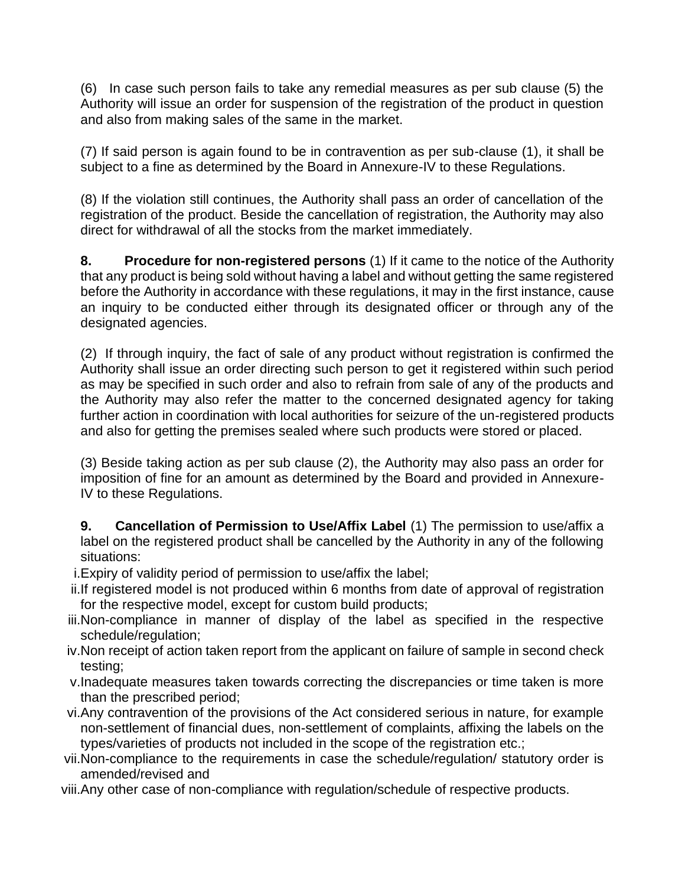(6) In case such person fails to take any remedial measures as per sub clause (5) the Authority will issue an order for suspension of the registration of the product in question and also from making sales of the same in the market.

(7) If said person is again found to be in contravention as per sub-clause (1), it shall be subject to a fine as determined by the Board in Annexure-IV to these Regulations.

(8) If the violation still continues, the Authority shall pass an order of cancellation of the registration of the product. Beside the cancellation of registration, the Authority may also direct for withdrawal of all the stocks from the market immediately.

**8. Procedure for non-registered persons** (1) If it came to the notice of the Authority that any product is being sold without having a label and without getting the same registered before the Authority in accordance with these regulations, it may in the first instance, cause an inquiry to be conducted either through its designated officer or through any of the designated agencies.

(2) If through inquiry, the fact of sale of any product without registration is confirmed the Authority shall issue an order directing such person to get it registered within such period as may be specified in such order and also to refrain from sale of any of the products and the Authority may also refer the matter to the concerned designated agency for taking further action in coordination with local authorities for seizure of the un-registered products and also for getting the premises sealed where such products were stored or placed.

(3) Beside taking action as per sub clause (2), the Authority may also pass an order for imposition of fine for an amount as determined by the Board and provided in Annexure-IV to these Regulations.

**9. Cancellation of Permission to Use/Affix Label** (1) The permission to use/affix a label on the registered product shall be cancelled by the Authority in any of the following situations:

i. Expiry of validity period of permission to use/affix the label;
ii. If registered model is not produced within 6 months from date of approval of registration for the respective model, except for custom build products;
iii. Non-compliance in manner of display of the label as specified in the respective schedule/regulation;
iv. Non receipt of action taken report from the applicant on failure of sample in second check testing;
v. Inadequate measures taken towards correcting the discrepancies or time taken is more than the prescribed period;
vi. Any contravention of the provisions of the Act considered serious in nature, for example non-settlement of financial dues, non-settlement of complaints, affixing the labels on the types/varieties of products not included in the scope of the registration etc.;
vii. Non-compliance to the requirements in case the schedule/regulation/ statutory order is amended/revised and
viii. Any other case of non-compliance with regulation/schedule of respective products.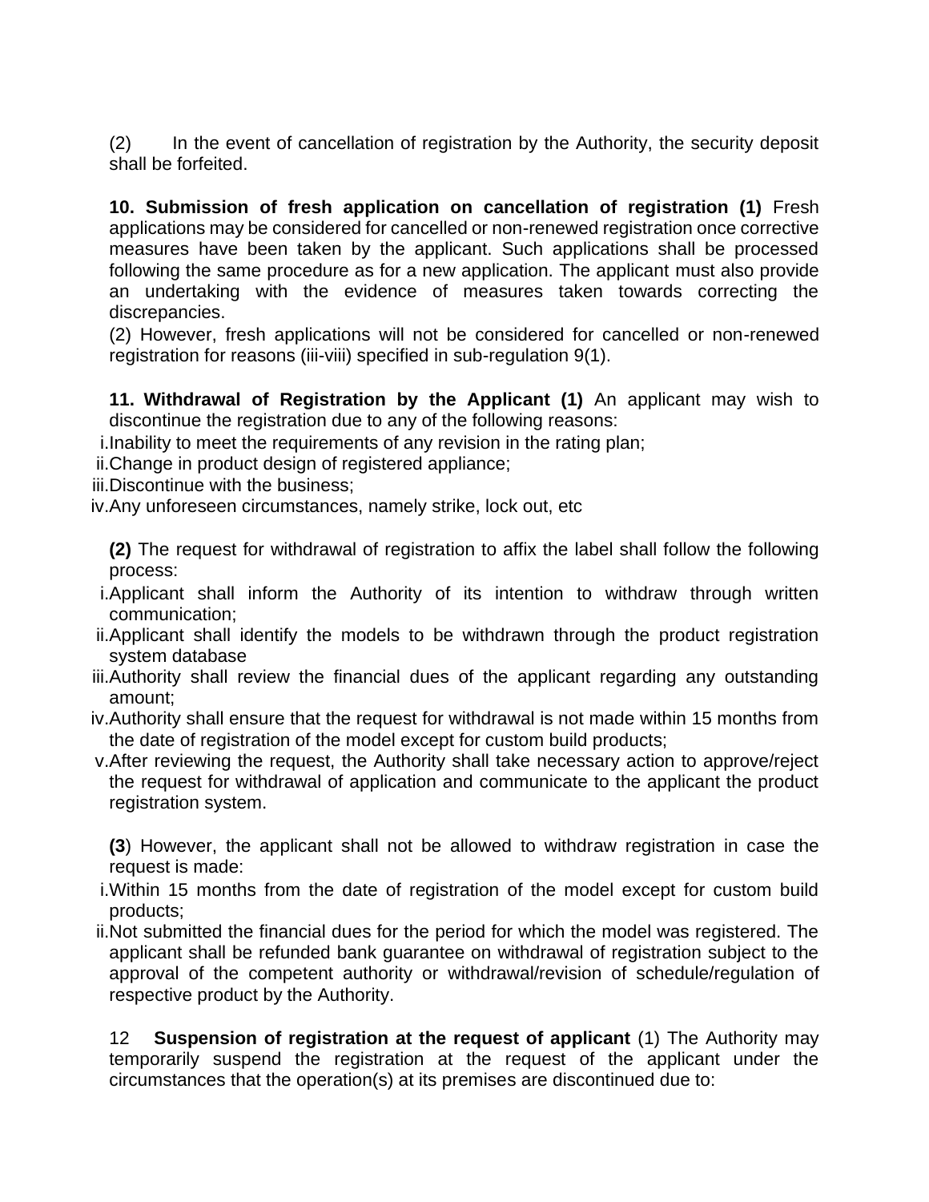(2) In the event of cancellation of registration by the Authority, the security deposit shall be forfeited.

**10. Submission of fresh application on cancellation of registration (1)** Fresh applications may be considered for cancelled or non-renewed registration once corrective measures have been taken by the applicant. Such applications shall be processed following the same procedure as for a new application. The applicant must also provide an undertaking with the evidence of measures taken towards correcting the discrepancies.

(2) However, fresh applications will not be considered for cancelled or non-renewed registration for reasons (iii-viii) specified in sub-regulation 9(1).

**11. Withdrawal of Registration by the Applicant (1)** An applicant may wish to discontinue the registration due to any of the following reasons:

i. Inability to meet the requirements of any revision in the rating plan;
ii. Change in product design of registered appliance;
iii. Discontinue with the business;
iv. Any unforeseen circumstances, namely strike, lock out, etc

**(2)** The request for withdrawal of registration to affix the label shall follow the following process:

i. Applicant shall inform the Authority of its intention to withdraw through written communication;
ii. Applicant shall identify the models to be withdrawn through the product registration system database
iii. Authority shall review the financial dues of the applicant regarding any outstanding amount;
iv. Authority shall ensure that the request for withdrawal is not made within 15 months from the date of registration of the model except for custom build products;
v. After reviewing the request, the Authority shall take necessary action to approve/reject the request for withdrawal of application and communicate to the applicant the product registration system.

**(3**) However, the applicant shall not be allowed to withdraw registration in case the request is made:

i. Within 15 months from the date of registration of the model except for custom build products;
ii. Not submitted the financial dues for the period for which the model was registered. The applicant shall be refunded bank guarantee on withdrawal of registration subject to the approval of the competent authority or withdrawal/revision of schedule/regulation of respective product by the Authority.

12 **Suspension of registration at the request of applicant** (1) The Authority may temporarily suspend the registration at the request of the applicant under the circumstances that the operation(s) at its premises are discontinued due to: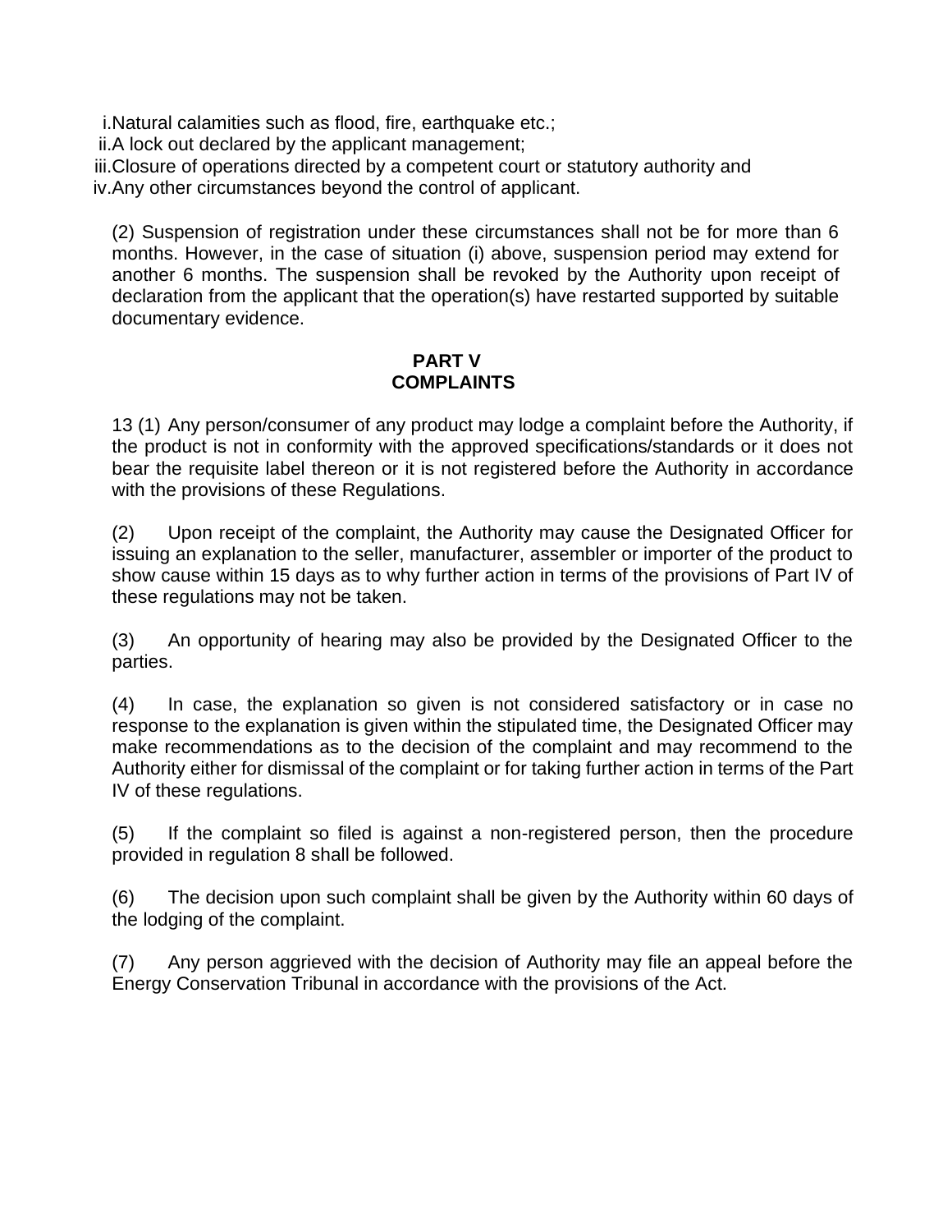i. Natural calamities such as flood, fire, earthquake etc.;
ii. A lock out declared by the applicant management;
iii. Closure of operations directed by a competent court or statutory authority and
iv. Any other circumstances beyond the control of applicant.

(2) Suspension of registration under these circumstances shall not be for more than 6 months. However, in the case of situation (i) above, suspension period may extend for another 6 months. The suspension shall be revoked by the Authority upon receipt of declaration from the applicant that the operation(s) have restarted supported by suitable documentary evidence.

## PART V
## COMPLAINTS

13 (1) Any person/consumer of any product may lodge a complaint before the Authority, if the product is not in conformity with the approved specifications/standards or it does not bear the requisite label thereon or it is not registered before the Authority in accordance with the provisions of these Regulations.

(2) Upon receipt of the complaint, the Authority may cause the Designated Officer for issuing an explanation to the seller, manufacturer, assembler or importer of the product to show cause within 15 days as to why further action in terms of the provisions of Part IV of these regulations may not be taken.

(3) An opportunity of hearing may also be provided by the Designated Officer to the parties.

(4) In case, the explanation so given is not considered satisfactory or in case no response to the explanation is given within the stipulated time, the Designated Officer may make recommendations as to the decision of the complaint and may recommend to the Authority either for dismissal of the complaint or for taking further action in terms of the Part IV of these regulations.

(5) If the complaint so filed is against a non-registered person, then the procedure provided in regulation 8 shall be followed.

(6) The decision upon such complaint shall be given by the Authority within 60 days of the lodging of the complaint.

(7) Any person aggrieved with the decision of Authority may file an appeal before the Energy Conservation Tribunal in accordance with the provisions of the Act.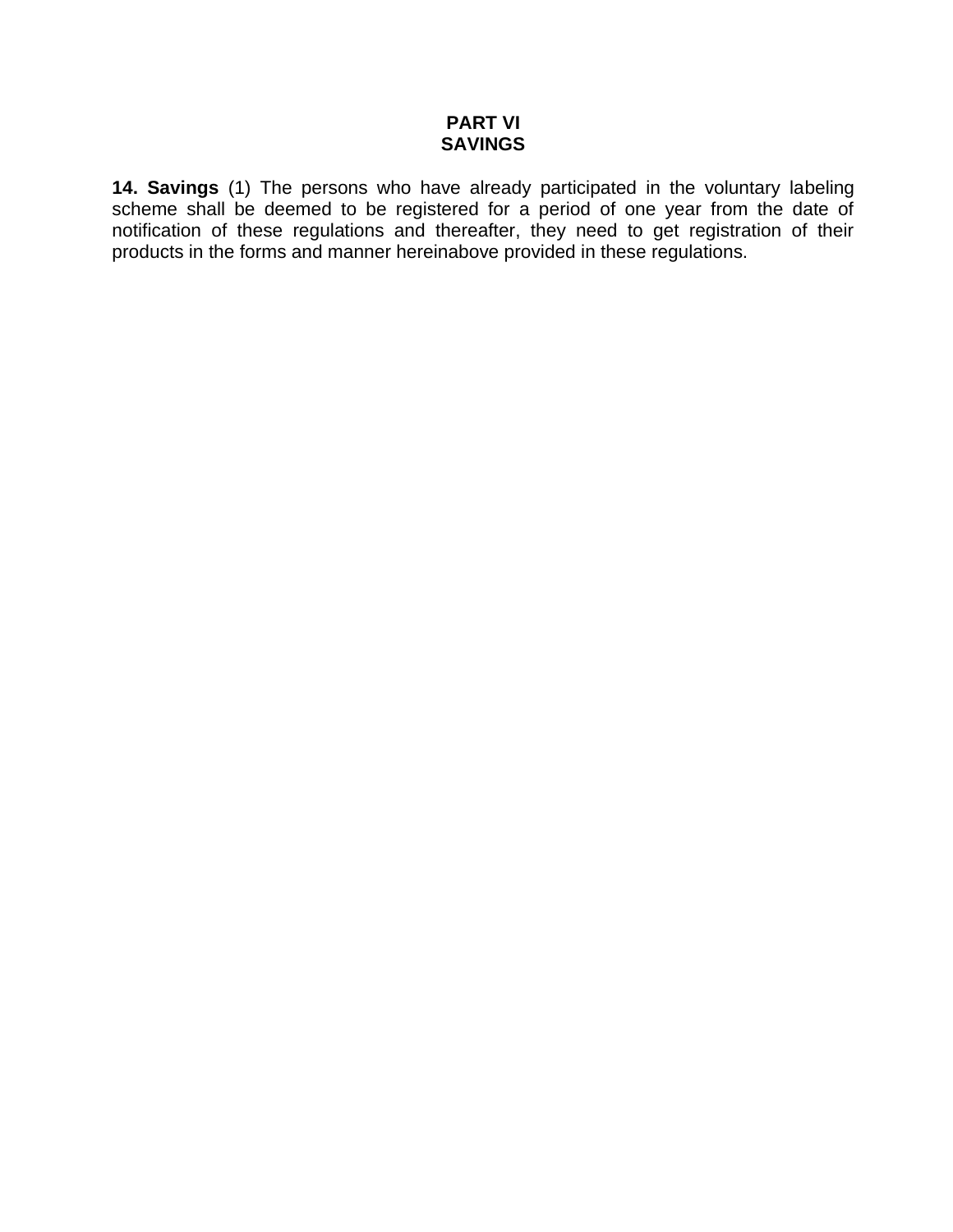## PART VI
## SAVINGS

**14. Savings** (1) The persons who have already participated in the voluntary labeling scheme shall be deemed to be registered for a period of one year from the date of notification of these regulations and thereafter, they need to get registration of their products in the forms and manner hereinabove provided in these regulations.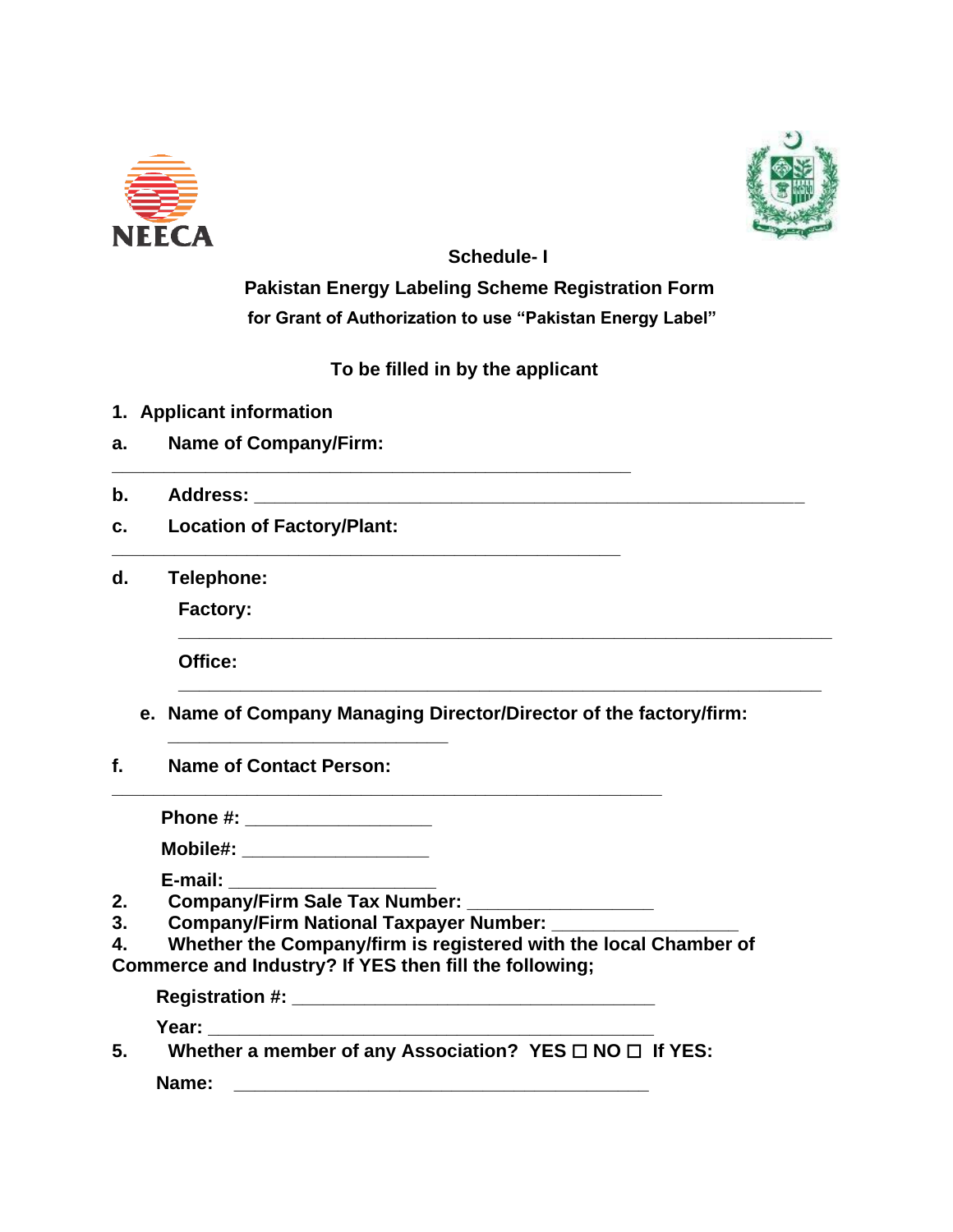**Schedule- I**

**Pakistan Energy Labeling Scheme Registration Form**

**for Grant of Authorization to use "Pakistan Energy Label"**

**To be filled in by the applicant**

**1. Applicant information**

**a. Name of Company/Firm:** ___________________________________________________

**b. Address:** ___________________________________________________________

**c. Location of Factory/Plant:** _________________________________________________

**d. Telephone:**

**Factory:** _______________________________________________________________

**Office:** ________________________________________________________________

**e. Name of Company Managing Director/Director of the factory/firm:** ___________________________

**f. Name of Contact Person:** ______________________________________________________

**Phone #:** __________________

**Mobile#:** __________________

**E-mail:** ____________________

**2. Company/Firm Sale Tax Number:** __________________

**3. Company/Firm National Taxpayer Number:** __________________

**4. Whether the Company/firm is registered with the local Chamber of Commerce and Industry? If YES then fill the following;**

**Registration #:** ___________________________________

**Year:** ____________________________________________

**5. Whether a member of any Association? YES ☐ NO ☐ If YES:**

**Name:** _________________________________________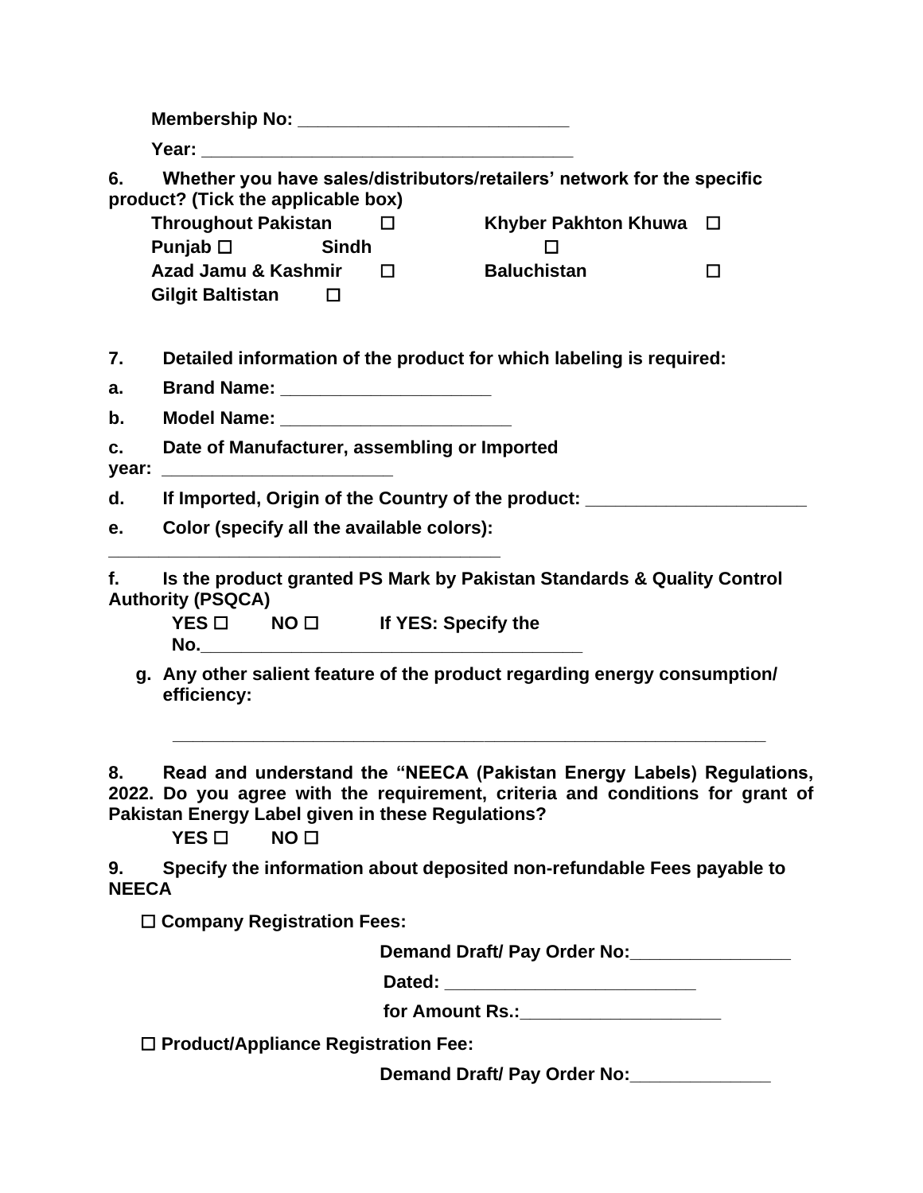**Membership No: ___________________________**

**Year: ______________________________________**

**6. Whether you have sales/distributors/retailers' network for the specific product? (Tick the applicable box)**

| | | | |
|---|---|---|---|
| **Throughout Pakistan** | ☐ | **Khyber Pakhton Khuwa** | ☐ |
| **Punjab** ☐ | **Sindh** | ☐ | |
| **Azad Jamu & Kashmir** | ☐ | **Baluchistan** | ☐ |
| **Gilgit Baltistan** | ☐ | | |

**7. Detailed information of the product for which labeling is required:**

**a. Brand Name: _____________________**

**b. Model Name: _______________________**

**c. Date of Manufacturer, assembling or Imported year: _______________________**

**d. If Imported, Origin of the Country of the product: ______________________**

**e. Color (specify all the available colors): ________________________________________**

**f. Is the product granted PS Mark by Pakistan Standards & Quality Control Authority (PSQCA)**

**YES ☐ NO ☐ If YES: Specify the No.______________________________________**

**g. Any other salient feature of the product regarding energy consumption/ efficiency:**

**____________________________________________________________**

**8. Read and understand the "NEECA (Pakistan Energy Labels) Regulations, 2022. Do you agree with the requirement, criteria and conditions for grant of Pakistan Energy Label given in these Regulations?**

**YES ☐ NO ☐**

**9. Specify the information about deposited non-refundable Fees payable to NEECA**

**☐ Company Registration Fees:**

**Demand Draft/ Pay Order No:________________**

**Dated: _________________________**

**for Amount Rs.:____________________**

**☐ Product/Appliance Registration Fee:**

**Demand Draft/ Pay Order No:______________**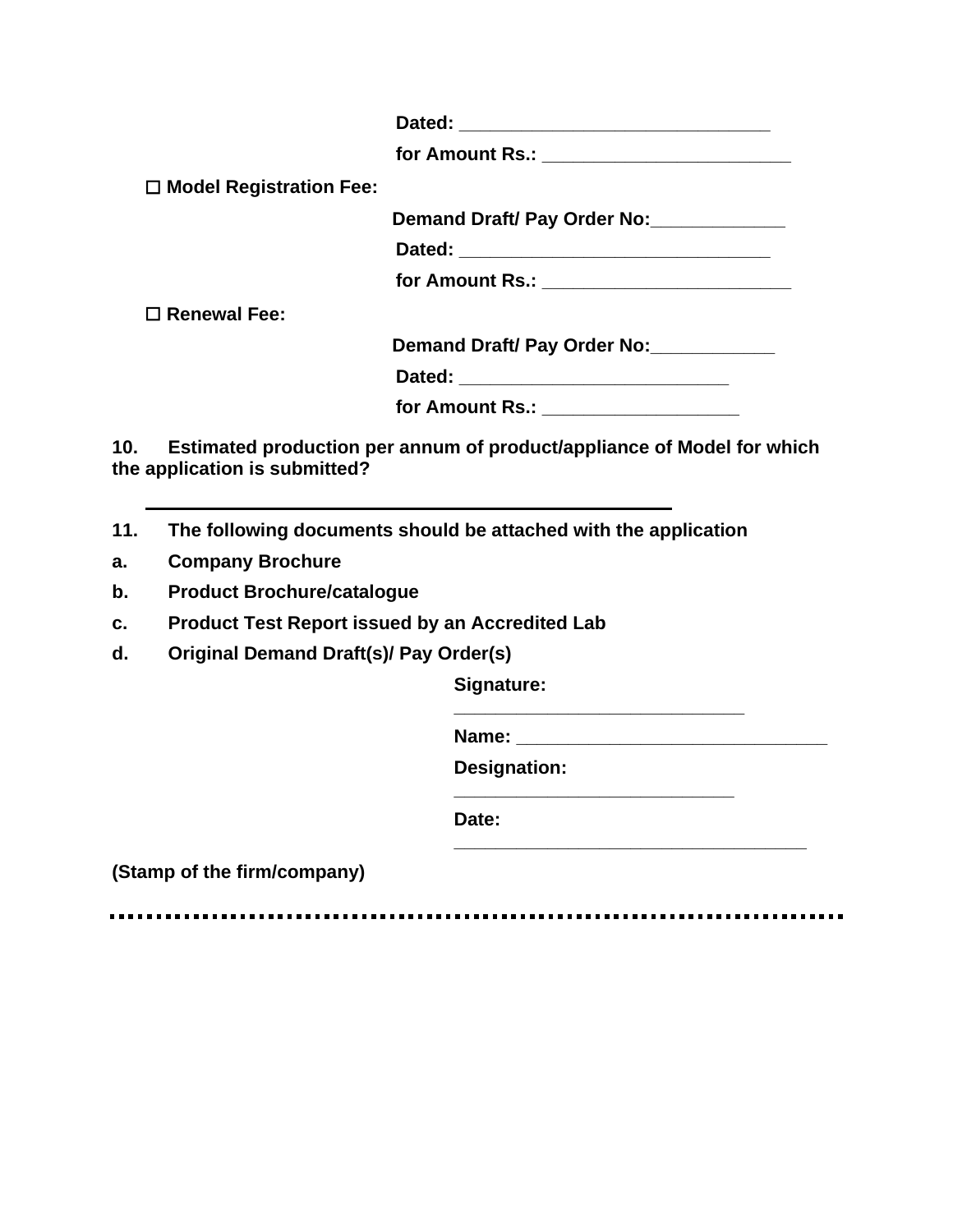**Dated: ______________________________**

**for Amount Rs.: ________________________**

☐ **Model Registration Fee:**

**Demand Draft/ Pay Order No:_____________**

**Dated: ______________________________**

**for Amount Rs.: ________________________**

☐ **Renewal Fee:**

**Demand Draft/ Pay Order No:____________**

**Dated: __________________________**

**for Amount Rs.: ___________________**

**10. Estimated production per annum of product/appliance of Model for which the application is submitted?**

___________________________________________________

**11. The following documents should be attached with the application**

**a. Company Brochure**

**b. Product Brochure/catalogue**

**c. Product Test Report issued by an Accredited Lab**

**d. Original Demand Draft(s)/ Pay Order(s)**

**Signature: ____________________________**

**Name: ______________________________**

**Designation: ___________________________**

**Date: __________________________________**

**(Stamp of the firm/company)**

............................................................................................................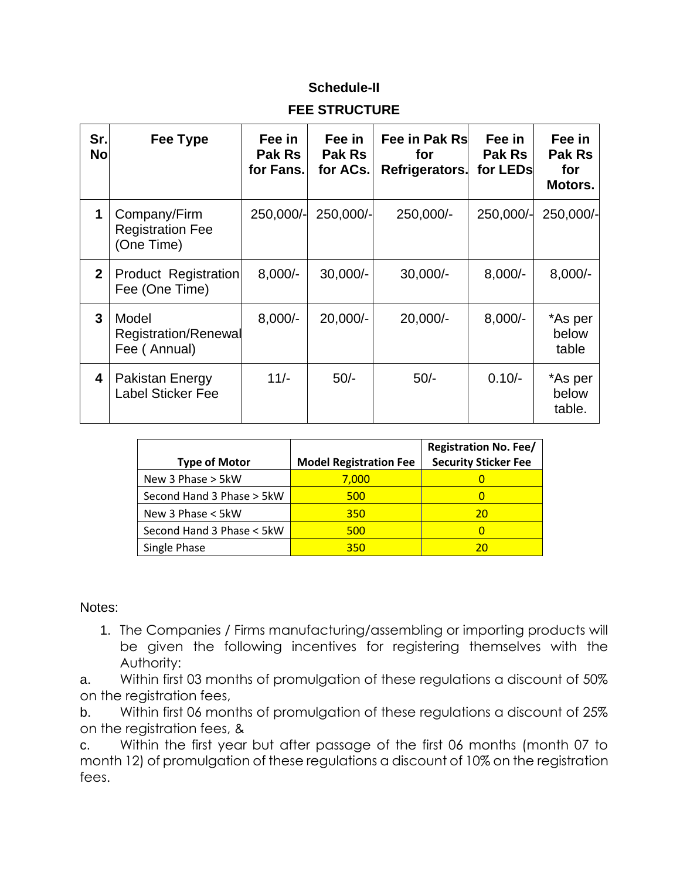## Schedule-II

## FEE STRUCTURE

| Sr. No | Fee Type | Fee in Pak Rs for Fans. | Fee in Pak Rs for ACs. | Fee in Pak Rs for Refrigerators. | Fee in Pak Rs for LEDs | Fee in Pak Rs for Motors. |
|---|---|---|---|---|---|---|
| 1 | Company/Firm Registration Fee (One Time) | 250,000/- | 250,000/- | 250,000/- | 250,000/- | 250,000/- |
| 2 | Product Registration Fee (One Time) | 8,000/- | 30,000/- | 30,000/- | 8,000/- | 8,000/- |
| 3 | Model Registration/Renewal Fee ( Annual) | 8,000/- | 20,000/- | 20,000/- | 8,000/- | *As per below table |
| 4 | Pakistan Energy Label Sticker Fee | 11/- | 50/- | 50/- | 0.10/- | *As per below table. |

| Type of Motor | Model Registration Fee | Registration No. Fee/ Security Sticker Fee |
|---|---|---|
| New 3 Phase > 5kW | 7,000 | 0 |
| Second Hand 3 Phase > 5kW | 500 | 0 |
| New 3 Phase < 5kW | 350 | 20 |
| Second Hand 3 Phase < 5kW | 500 | 0 |
| Single Phase | 350 | 20 |

Notes:

1. The Companies / Firms manufacturing/assembling or importing products will be given the following incentives for registering themselves with the Authority:

a. Within first 03 months of promulgation of these regulations a discount of 50% on the registration fees,

b. Within first 06 months of promulgation of these regulations a discount of 25% on the registration fees, &

c. Within the first year but after passage of the first 06 months (month 07 to month 12) of promulgation of these regulations a discount of 10% on the registration fees.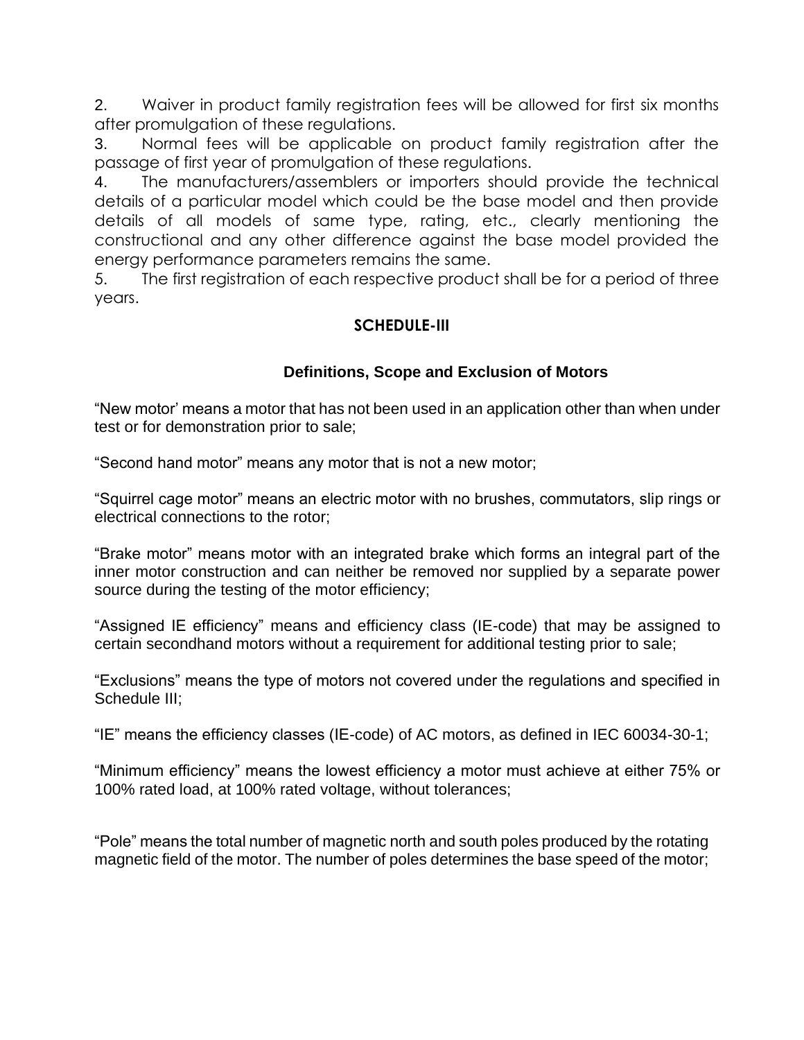2. Waiver in product family registration fees will be allowed for first six months after promulgation of these regulations.

3. Normal fees will be applicable on product family registration after the passage of first year of promulgation of these regulations.

4. The manufacturers/assemblers or importers should provide the technical details of a particular model which could be the base model and then provide details of all models of same type, rating, etc., clearly mentioning the constructional and any other difference against the base model provided the energy performance parameters remains the same.

5. The first registration of each respective product shall be for a period of three years.

## SCHEDULE-III

### Definitions, Scope and Exclusion of Motors

“New motor’ means a motor that has not been used in an application other than when under test or for demonstration prior to sale;

“Second hand motor” means any motor that is not a new motor;

“Squirrel cage motor” means an electric motor with no brushes, commutators, slip rings or electrical connections to the rotor;

“Brake motor” means motor with an integrated brake which forms an integral part of the inner motor construction and can neither be removed nor supplied by a separate power source during the testing of the motor efficiency;

“Assigned IE efficiency” means and efficiency class (IE-code) that may be assigned to certain secondhand motors without a requirement for additional testing prior to sale;

“Exclusions” means the type of motors not covered under the regulations and specified in Schedule III;

“IE” means the efficiency classes (IE-code) of AC motors, as defined in IEC 60034-30-1;

“Minimum efficiency” means the lowest efficiency a motor must achieve at either 75% or 100% rated load, at 100% rated voltage, without tolerances;

“Pole” means the total number of magnetic north and south poles produced by the rotating magnetic field of the motor. The number of poles determines the base speed of the motor;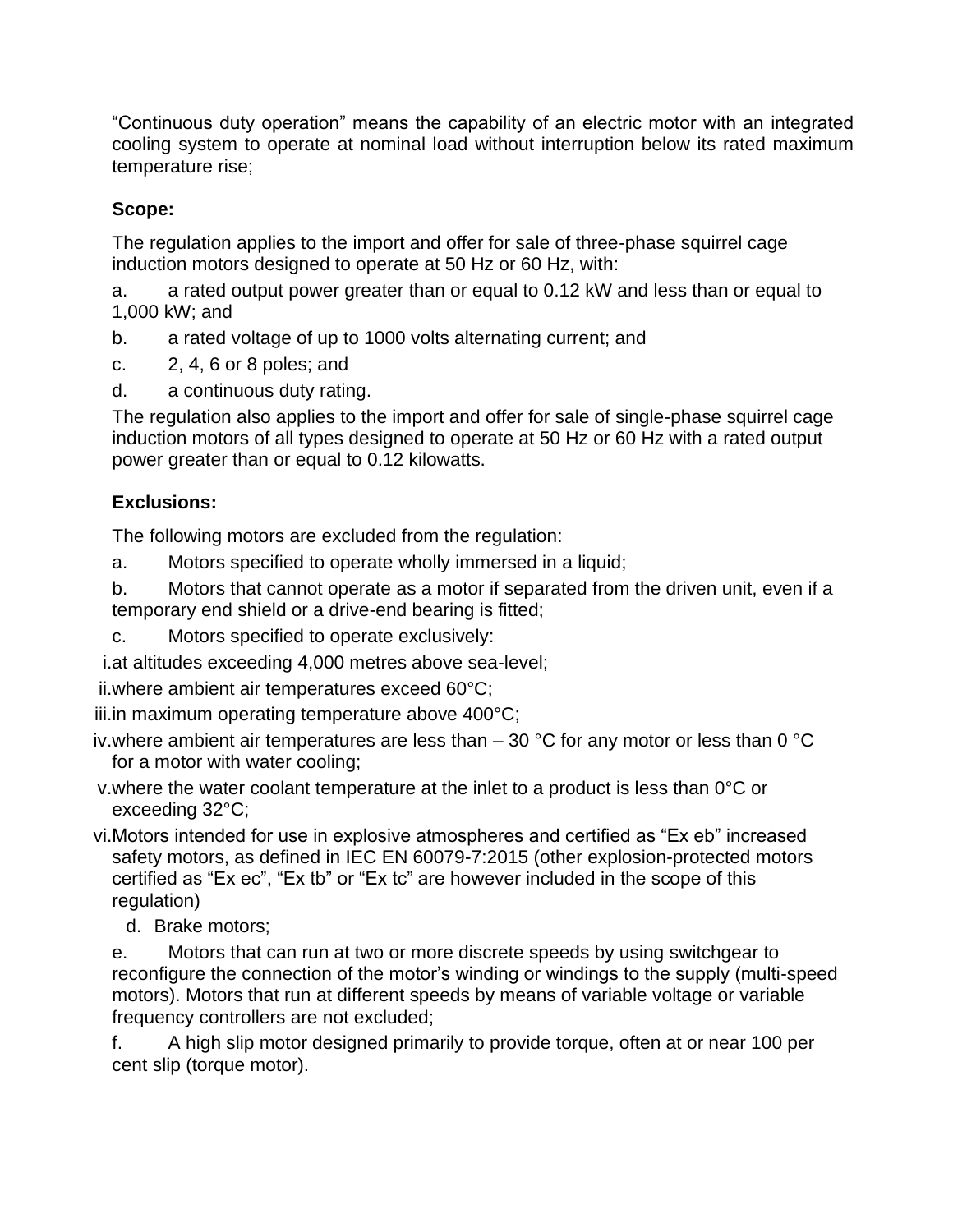“Continuous duty operation” means the capability of an electric motor with an integrated cooling system to operate at nominal load without interruption below its rated maximum temperature rise;

**Scope:**

The regulation applies to the import and offer for sale of three-phase squirrel cage induction motors designed to operate at 50 Hz or 60 Hz, with:

a. a rated output power greater than or equal to 0.12 kW and less than or equal to 1,000 kW; and

b. a rated voltage of up to 1000 volts alternating current; and

c. 2, 4, 6 or 8 poles; and

d. a continuous duty rating.

The regulation also applies to the import and offer for sale of single-phase squirrel cage induction motors of all types designed to operate at 50 Hz or 60 Hz with a rated output power greater than or equal to 0.12 kilowatts.

**Exclusions:**

The following motors are excluded from the regulation:

a. Motors specified to operate wholly immersed in a liquid;

b. Motors that cannot operate as a motor if separated from the driven unit, even if a temporary end shield or a drive-end bearing is fitted;

c. Motors specified to operate exclusively:

i. at altitudes exceeding 4,000 metres above sea-level;

ii. where ambient air temperatures exceed 60°C;

iii. in maximum operating temperature above 400°C;

iv. where ambient air temperatures are less than – 30 °C for any motor or less than 0 °C for a motor with water cooling;

v. where the water coolant temperature at the inlet to a product is less than 0°C or exceeding 32°C;

vi. Motors intended for use in explosive atmospheres and certified as “Ex eb” increased safety motors, as defined in IEC EN 60079-7:2015 (other explosion-protected motors certified as “Ex ec”, “Ex tb” or “Ex tc” are however included in the scope of this regulation)

d. Brake motors;

e. Motors that can run at two or more discrete speeds by using switchgear to reconfigure the connection of the motor’s winding or windings to the supply (multi-speed motors). Motors that run at different speeds by means of variable voltage or variable frequency controllers are not excluded;

f. A high slip motor designed primarily to provide torque, often at or near 100 per cent slip (torque motor).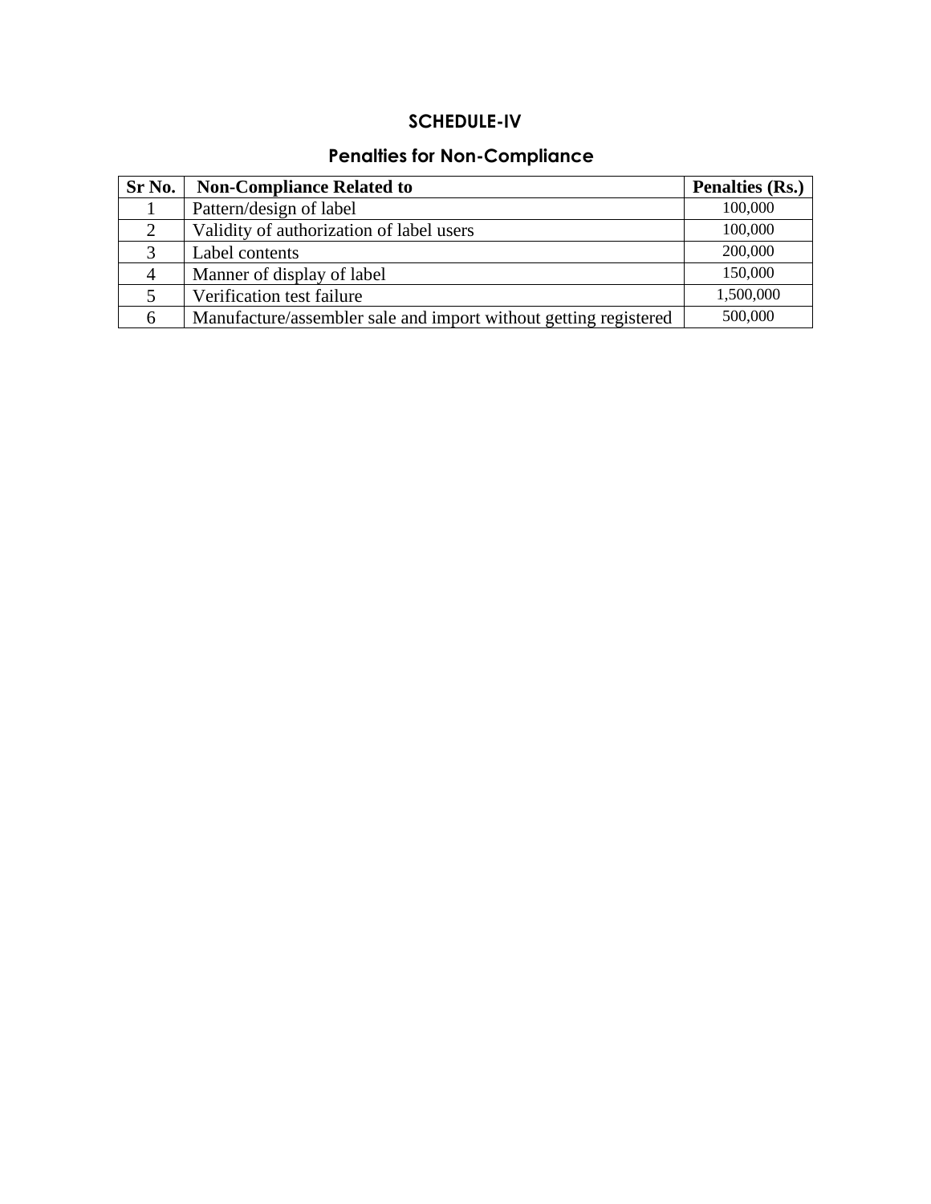## SCHEDULE-IV

## Penalties for Non-Compliance

| Sr No. | Non-Compliance Related to | Penalties (Rs.) |
|---|---|---|
| 1 | Pattern/design of label | 100,000 |
| 2 | Validity of authorization of label users | 100,000 |
| 3 | Label contents | 200,000 |
| 4 | Manner of display of label | 150,000 |
| 5 | Verification test failure | 1,500,000 |
| 6 | Manufacture/assembler sale and import without getting registered | 500,000 |